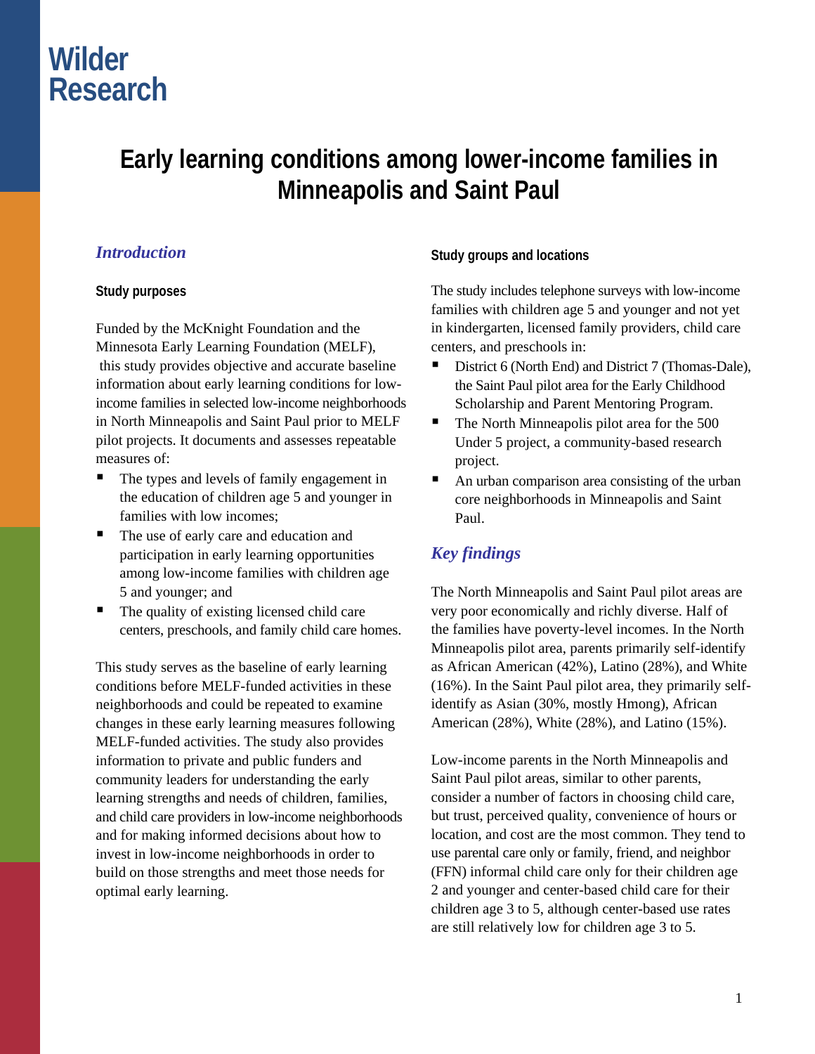Wilder Research

# Early learning conditions among lower-income families in Minneapolis and Saint Paul

## *Introduction*

### Study purposes

Funded by the McKnight Foundation and the Minnesota Early Learning Foundation (MELF), this study provides objective and accurate baseline information about early learning conditions for low-income families in selected low-income neighborhoods in North Minneapolis and Saint Paul prior to MELF pilot projects. It documents and assesses repeatable measures of:

- The types and levels of family engagement in the education of children age 5 and younger in families with low incomes;
- The use of early care and education and participation in early learning opportunities among low-income families with children age 5 and younger; and
- The quality of existing licensed child care centers, preschools, and family child care homes.

This study serves as the baseline of early learning conditions before MELF-funded activities in these neighborhoods and could be repeated to examine changes in these early learning measures following MELF-funded activities. The study also provides information to private and public funders and community leaders for understanding the early learning strengths and needs of children, families, and child care providers in low-income neighborhoods and for making informed decisions about how to invest in low-income neighborhoods in order to build on those strengths and meet those needs for optimal early learning.

### Study groups and locations

The study includes telephone surveys with low-income families with children age 5 and younger and not yet in kindergarten, licensed family providers, child care centers, and preschools in:

- District 6 (North End) and District 7 (Thomas-Dale), the Saint Paul pilot area for the Early Childhood Scholarship and Parent Mentoring Program.
- The North Minneapolis pilot area for the 500 Under 5 project, a community-based research project.
- An urban comparison area consisting of the urban core neighborhoods in Minneapolis and Saint Paul.

## *Key findings*

The North Minneapolis and Saint Paul pilot areas are very poor economically and richly diverse. Half of the families have poverty-level incomes. In the North Minneapolis pilot area, parents primarily self-identify as African American (42%), Latino (28%), and White (16%). In the Saint Paul pilot area, they primarily self-identify as Asian (30%, mostly Hmong), African American (28%), White (28%), and Latino (15%).

Low-income parents in the North Minneapolis and Saint Paul pilot areas, similar to other parents, consider a number of factors in choosing child care, but trust, perceived quality, convenience of hours or location, and cost are the most common. They tend to use parental care only or family, friend, and neighbor (FFN) informal child care only for their children age 2 and younger and center-based child care for their children age 3 to 5, although center-based use rates are still relatively low for children age 3 to 5.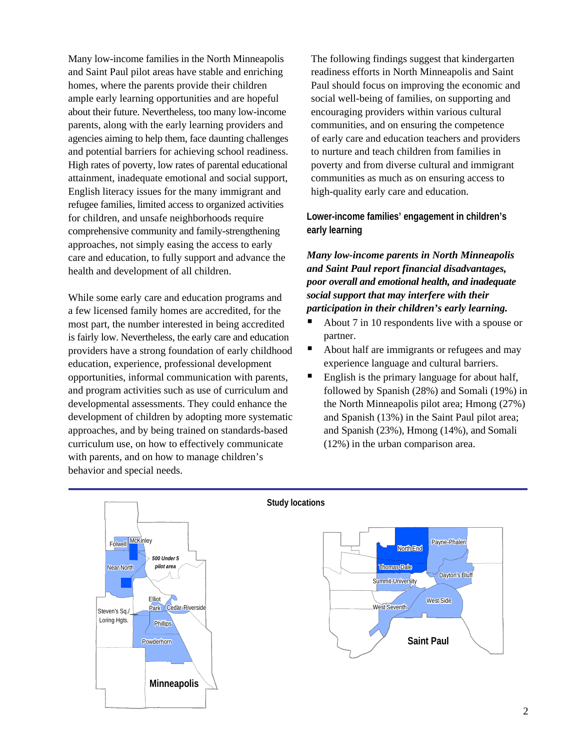Many low-income families in the North Minneapolis and Saint Paul pilot areas have stable and enriching homes, where the parents provide their children ample early learning opportunities and are hopeful about their future. Nevertheless, too many low-income parents, along with the early learning providers and agencies aiming to help them, face daunting challenges and potential barriers for achieving school readiness. High rates of poverty, low rates of parental educational attainment, inadequate emotional and social support, English literacy issues for the many immigrant and refugee families, limited access to organized activities for children, and unsafe neighborhoods require comprehensive community and family-strengthening approaches, not simply easing the access to early care and education, to fully support and advance the health and development of all children.

While some early care and education programs and a few licensed family homes are accredited, for the most part, the number interested in being accredited is fairly low. Nevertheless, the early care and education providers have a strong foundation of early childhood education, experience, professional development opportunities, informal communication with parents, and program activities such as use of curriculum and developmental assessments. They could enhance the development of children by adopting more systematic approaches, and by being trained on standards-based curriculum use, on how to effectively communicate with parents, and on how to manage children's behavior and special needs.

The following findings suggest that kindergarten readiness efforts in North Minneapolis and Saint Paul should focus on improving the economic and social well-being of families, on supporting and encouraging providers within various cultural communities, and on ensuring the competence of early care and education teachers and providers to nurture and teach children from families in poverty and from diverse cultural and immigrant communities as much as on ensuring access to high-quality early care and education.

## Lower-income families' engagement in children's early learning

***Many low-income parents in North Minneapolis and Saint Paul report financial disadvantages, poor overall and emotional health, and inadequate social support that may interfere with their participation in their children's early learning.***

- About 7 in 10 respondents live with a spouse or partner.
- About half are immigrants or refugees and may experience language and cultural barriers.
- English is the primary language for about half, followed by Spanish (28%) and Somali (19%) in the North Minneapolis pilot area; Hmong (27%) and Spanish (13%) in the Saint Paul pilot area; and Spanish (23%), Hmong (14%), and Somali (12%) in the urban comparison area.

**Study locations**

Minneapolis: Folwell, McKinley, Near North, 500 Under 5 pilot area, Elliot Park, Cedar-Riverside, Steven's Sq./Loring Hgts., Phillips, Powderhorn

Saint Paul: North End, Payne-Phalen, Thomas-Dale, Dayton's Bluff, Summit-University, West Side, West Seventh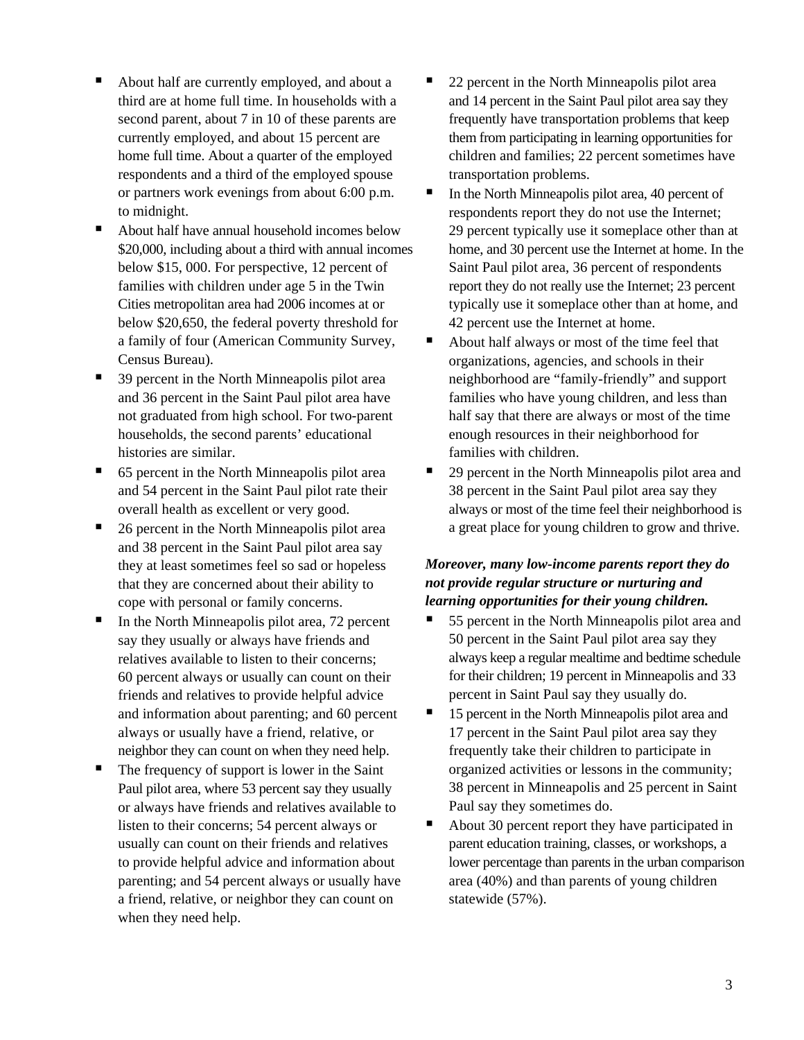- About half are currently employed, and about a third are at home full time. In households with a second parent, about 7 in 10 of these parents are currently employed, and about 15 percent are home full time. About a quarter of the employed respondents and a third of the employed spouse or partners work evenings from about 6:00 p.m. to midnight.
- About half have annual household incomes below $20,000, including about a third with annual incomes below $15, 000. For perspective, 12 percent of families with children under age 5 in the Twin Cities metropolitan area had 2006 incomes at or below $20,650, the federal poverty threshold for a family of four (American Community Survey, Census Bureau).
- 39 percent in the North Minneapolis pilot area and 36 percent in the Saint Paul pilot area have not graduated from high school. For two-parent households, the second parents' educational histories are similar.
- 65 percent in the North Minneapolis pilot area and 54 percent in the Saint Paul pilot rate their overall health as excellent or very good.
- 26 percent in the North Minneapolis pilot area and 38 percent in the Saint Paul pilot area say they at least sometimes feel so sad or hopeless that they are concerned about their ability to cope with personal or family concerns.
- In the North Minneapolis pilot area, 72 percent say they usually or always have friends and relatives available to listen to their concerns; 60 percent always or usually can count on their friends and relatives to provide helpful advice and information about parenting; and 60 percent always or usually have a friend, relative, or neighbor they can count on when they need help.
- The frequency of support is lower in the Saint Paul pilot area, where 53 percent say they usually or always have friends and relatives available to listen to their concerns; 54 percent always or usually can count on their friends and relatives to provide helpful advice and information about parenting; and 54 percent always or usually have a friend, relative, or neighbor they can count on when they need help.
- 22 percent in the North Minneapolis pilot area and 14 percent in the Saint Paul pilot area say they frequently have transportation problems that keep them from participating in learning opportunities for children and families; 22 percent sometimes have transportation problems.
- In the North Minneapolis pilot area, 40 percent of respondents report they do not use the Internet; 29 percent typically use it someplace other than at home, and 30 percent use the Internet at home. In the Saint Paul pilot area, 36 percent of respondents report they do not really use the Internet; 23 percent typically use it someplace other than at home, and 42 percent use the Internet at home.
- About half always or most of the time feel that organizations, agencies, and schools in their neighborhood are "family-friendly" and support families who have young children, and less than half say that there are always or most of the time enough resources in their neighborhood for families with children.
- 29 percent in the North Minneapolis pilot area and 38 percent in the Saint Paul pilot area say they always or most of the time feel their neighborhood is a great place for young children to grow and thrive.

***Moreover, many low-income parents report they do not provide regular structure or nurturing and learning opportunities for their young children.***

- 55 percent in the North Minneapolis pilot area and 50 percent in the Saint Paul pilot area say they always keep a regular mealtime and bedtime schedule for their children; 19 percent in Minneapolis and 33 percent in Saint Paul say they usually do.
- 15 percent in the North Minneapolis pilot area and 17 percent in the Saint Paul pilot area say they frequently take their children to participate in organized activities or lessons in the community; 38 percent in Minneapolis and 25 percent in Saint Paul say they sometimes do.
- About 30 percent report they have participated in parent education training, classes, or workshops, a lower percentage than parents in the urban comparison area (40%) and than parents of young children statewide (57%).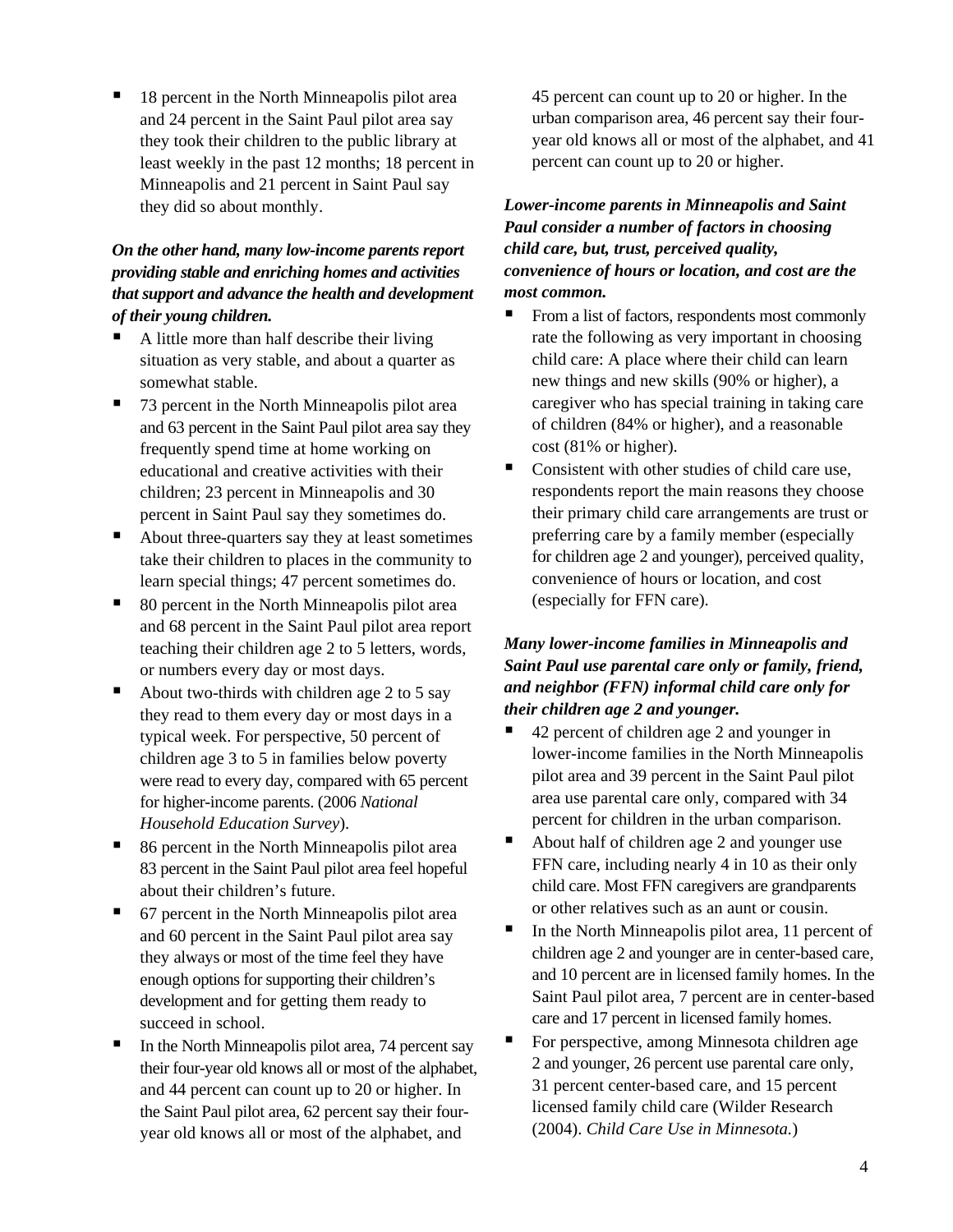- 18 percent in the North Minneapolis pilot area and 24 percent in the Saint Paul pilot area say they took their children to the public library at least weekly in the past 12 months; 18 percent in Minneapolis and 21 percent in Saint Paul say they did so about monthly.

***On the other hand, many low-income parents report providing stable and enriching homes and activities that support and advance the health and development of their young children.***

- A little more than half describe their living situation as very stable, and about a quarter as somewhat stable.
- 73 percent in the North Minneapolis pilot area and 63 percent in the Saint Paul pilot area say they frequently spend time at home working on educational and creative activities with their children; 23 percent in Minneapolis and 30 percent in Saint Paul say they sometimes do.
- About three-quarters say they at least sometimes take their children to places in the community to learn special things; 47 percent sometimes do.
- 80 percent in the North Minneapolis pilot area and 68 percent in the Saint Paul pilot area report teaching their children age 2 to 5 letters, words, or numbers every day or most days.
- About two-thirds with children age 2 to 5 say they read to them every day or most days in a typical week. For perspective, 50 percent of children age 3 to 5 in families below poverty were read to every day, compared with 65 percent for higher-income parents. (2006 *National Household Education Survey*).
- 86 percent in the North Minneapolis pilot area 83 percent in the Saint Paul pilot area feel hopeful about their children's future.
- 67 percent in the North Minneapolis pilot area and 60 percent in the Saint Paul pilot area say they always or most of the time feel they have enough options for supporting their children's development and for getting them ready to succeed in school.
- In the North Minneapolis pilot area, 74 percent say their four-year old knows all or most of the alphabet, and 44 percent can count up to 20 or higher. In the Saint Paul pilot area, 62 percent say their four-year old knows all or most of the alphabet, and 45 percent can count up to 20 or higher. In the urban comparison area, 46 percent say their four-year old knows all or most of the alphabet, and 41 percent can count up to 20 or higher.

***Lower-income parents in Minneapolis and Saint Paul consider a number of factors in choosing child care, but, trust, perceived quality, convenience of hours or location, and cost are the most common.***

- From a list of factors, respondents most commonly rate the following as very important in choosing child care: A place where their child can learn new things and new skills (90% or higher), a caregiver who has special training in taking care of children (84% or higher), and a reasonable cost (81% or higher).
- Consistent with other studies of child care use, respondents report the main reasons they choose their primary child care arrangements are trust or preferring care by a family member (especially for children age 2 and younger), perceived quality, convenience of hours or location, and cost (especially for FFN care).

***Many lower-income families in Minneapolis and Saint Paul use parental care only or family, friend, and neighbor (FFN) informal child care only for their children age 2 and younger.***

- 42 percent of children age 2 and younger in lower-income families in the North Minneapolis pilot area and 39 percent in the Saint Paul pilot area use parental care only, compared with 34 percent for children in the urban comparison.
- About half of children age 2 and younger use FFN care, including nearly 4 in 10 as their only child care. Most FFN caregivers are grandparents or other relatives such as an aunt or cousin.
- In the North Minneapolis pilot area, 11 percent of children age 2 and younger are in center-based care, and 10 percent are in licensed family homes. In the Saint Paul pilot area, 7 percent are in center-based care and 17 percent in licensed family homes.
- For perspective, among Minnesota children age 2 and younger, 26 percent use parental care only, 31 percent center-based care, and 15 percent licensed family child care (Wilder Research (2004). *Child Care Use in Minnesota.*)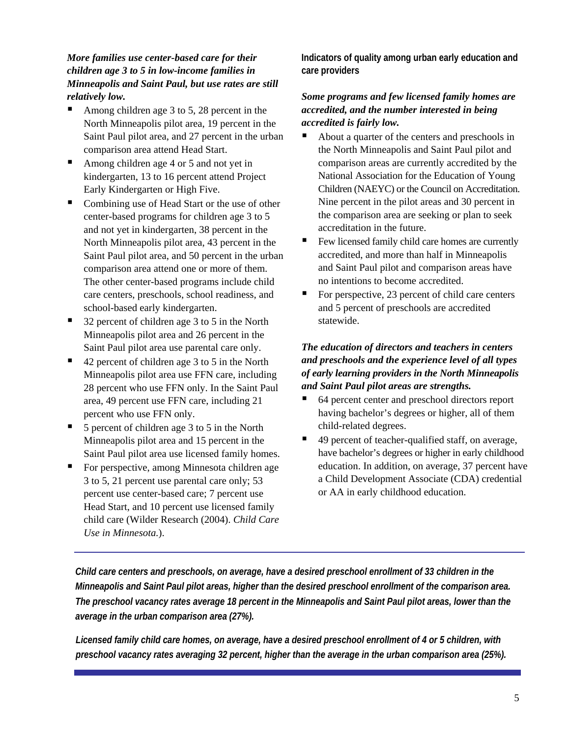***More families use center-based care for their children age 3 to 5 in low-income families in Minneapolis and Saint Paul, but use rates are still relatively low.***

- Among children age 3 to 5, 28 percent in the North Minneapolis pilot area, 19 percent in the Saint Paul pilot area, and 27 percent in the urban comparison area attend Head Start.
- Among children age 4 or 5 and not yet in kindergarten, 13 to 16 percent attend Project Early Kindergarten or High Five.
- Combining use of Head Start or the use of other center-based programs for children age 3 to 5 and not yet in kindergarten, 38 percent in the North Minneapolis pilot area, 43 percent in the Saint Paul pilot area, and 50 percent in the urban comparison area attend one or more of them. The other center-based programs include child care centers, preschools, school readiness, and school-based early kindergarten.
- 32 percent of children age 3 to 5 in the North Minneapolis pilot area and 26 percent in the Saint Paul pilot area use parental care only.
- 42 percent of children age 3 to 5 in the North Minneapolis pilot area use FFN care, including 28 percent who use FFN only. In the Saint Paul area, 49 percent use FFN care, including 21 percent who use FFN only.
- 5 percent of children age 3 to 5 in the North Minneapolis pilot area and 15 percent in the Saint Paul pilot area use licensed family homes.
- For perspective, among Minnesota children age 3 to 5, 21 percent use parental care only; 53 percent use center-based care; 7 percent use Head Start, and 10 percent use licensed family child care (Wilder Research (2004). *Child Care Use in Minnesota*.).

**Indicators of quality among urban early education and care providers**

***Some programs and few licensed family homes are accredited, and the number interested in being accredited is fairly low.***

- About a quarter of the centers and preschools in the North Minneapolis and Saint Paul pilot and comparison areas are currently accredited by the National Association for the Education of Young Children (NAEYC) or the Council on Accreditation. Nine percent in the pilot areas and 30 percent in the comparison area are seeking or plan to seek accreditation in the future.
- Few licensed family child care homes are currently accredited, and more than half in Minneapolis and Saint Paul pilot and comparison areas have no intentions to become accredited.
- For perspective, 23 percent of child care centers and 5 percent of preschools are accredited statewide.

***The education of directors and teachers in centers and preschools and the experience level of all types of early learning providers in the North Minneapolis and Saint Paul pilot areas are strengths.***

- 64 percent center and preschool directors report having bachelor's degrees or higher, all of them child-related degrees.
- 49 percent of teacher-qualified staff, on average, have bachelor's degrees or higher in early childhood education. In addition, on average, 37 percent have a Child Development Associate (CDA) credential or AA in early childhood education.

***Child care centers and preschools, on average, have a desired preschool enrollment of 33 children in the Minneapolis and Saint Paul pilot areas, higher than the desired preschool enrollment of the comparison area. The preschool vacancy rates average 18 percent in the Minneapolis and Saint Paul pilot areas, lower than the average in the urban comparison area (27%).***

***Licensed family child care homes, on average, have a desired preschool enrollment of 4 or 5 children, with preschool vacancy rates averaging 32 percent, higher than the average in the urban comparison area (25%).***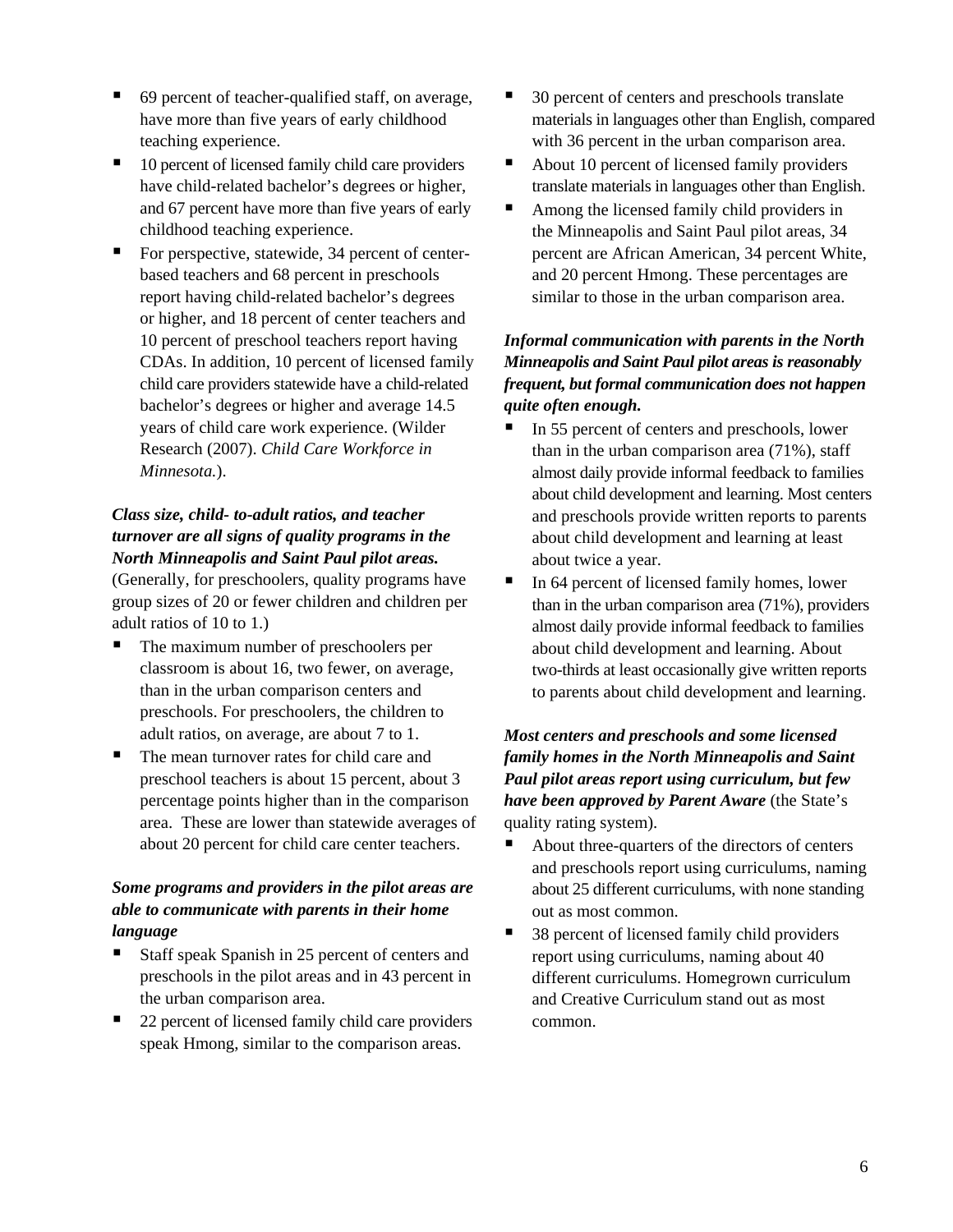- 69 percent of teacher-qualified staff, on average, have more than five years of early childhood teaching experience.
- 10 percent of licensed family child care providers have child-related bachelor's degrees or higher, and 67 percent have more than five years of early childhood teaching experience.
- For perspective, statewide, 34 percent of center-based teachers and 68 percent in preschools report having child-related bachelor's degrees or higher, and 18 percent of center teachers and 10 percent of preschool teachers report having CDAs. In addition, 10 percent of licensed family child care providers statewide have a child-related bachelor's degrees or higher and average 14.5 years of child care work experience. (Wilder Research (2007). *Child Care Workforce in Minnesota.*).

***Class size, child- to-adult ratios, and teacher turnover are all signs of quality programs in the North Minneapolis and Saint Paul pilot areas.*** (Generally, for preschoolers, quality programs have group sizes of 20 or fewer children and children per adult ratios of 10 to 1.)

- The maximum number of preschoolers per classroom is about 16, two fewer, on average, than in the urban comparison centers and preschools. For preschoolers, the children to adult ratios, on average, are about 7 to 1.
- The mean turnover rates for child care and preschool teachers is about 15 percent, about 3 percentage points higher than in the comparison area. These are lower than statewide averages of about 20 percent for child care center teachers.

***Some programs and providers in the pilot areas are able to communicate with parents in their home language***

- Staff speak Spanish in 25 percent of centers and preschools in the pilot areas and in 43 percent in the urban comparison area.
- 22 percent of licensed family child care providers speak Hmong, similar to the comparison areas.
- 30 percent of centers and preschools translate materials in languages other than English, compared with 36 percent in the urban comparison area.
- About 10 percent of licensed family providers translate materials in languages other than English.
- Among the licensed family child providers in the Minneapolis and Saint Paul pilot areas, 34 percent are African American, 34 percent White, and 20 percent Hmong. These percentages are similar to those in the urban comparison area.

***Informal communication with parents in the North Minneapolis and Saint Paul pilot areas is reasonably frequent, but formal communication does not happen quite often enough.***

- In 55 percent of centers and preschools, lower than in the urban comparison area (71%), staff almost daily provide informal feedback to families about child development and learning. Most centers and preschools provide written reports to parents about child development and learning at least about twice a year.
- In 64 percent of licensed family homes, lower than in the urban comparison area (71%), providers almost daily provide informal feedback to families about child development and learning. About two-thirds at least occasionally give written reports to parents about child development and learning.

***Most centers and preschools and some licensed family homes in the North Minneapolis and Saint Paul pilot areas report using curriculum, but few have been approved by Parent Aware*** (the State's quality rating system).

- About three-quarters of the directors of centers and preschools report using curriculums, naming about 25 different curriculums, with none standing out as most common.
- 38 percent of licensed family child providers report using curriculums, naming about 40 different curriculums. Homegrown curriculum and Creative Curriculum stand out as most common.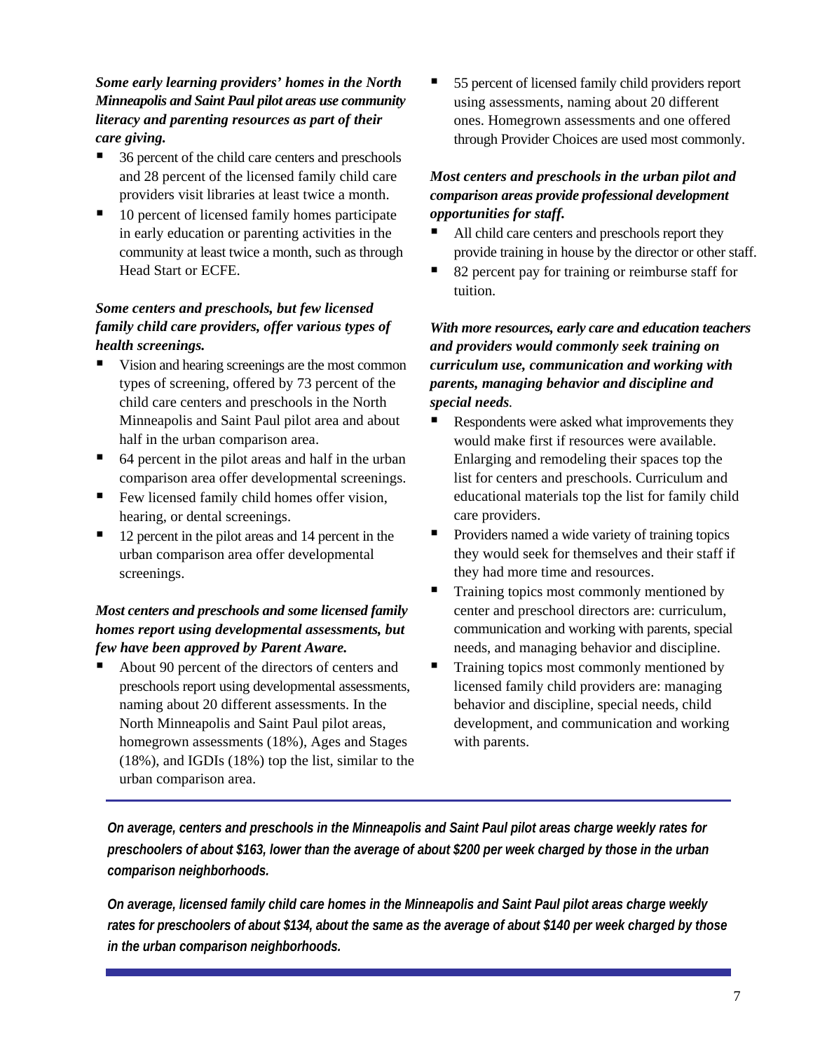***Some early learning providers' homes in the North Minneapolis and Saint Paul pilot areas use community literacy and parenting resources as part of their care giving.***

- 36 percent of the child care centers and preschools and 28 percent of the licensed family child care providers visit libraries at least twice a month.
- 10 percent of licensed family homes participate in early education or parenting activities in the community at least twice a month, such as through Head Start or ECFE.

***Some centers and preschools, but few licensed family child care providers, offer various types of health screenings.***

- Vision and hearing screenings are the most common types of screening, offered by 73 percent of the child care centers and preschools in the North Minneapolis and Saint Paul pilot area and about half in the urban comparison area.
- 64 percent in the pilot areas and half in the urban comparison area offer developmental screenings.
- Few licensed family child homes offer vision, hearing, or dental screenings.
- 12 percent in the pilot areas and 14 percent in the urban comparison area offer developmental screenings.

***Most centers and preschools and some licensed family homes report using developmental assessments, but few have been approved by Parent Aware.***

- About 90 percent of the directors of centers and preschools report using developmental assessments, naming about 20 different assessments. In the North Minneapolis and Saint Paul pilot areas, homegrown assessments (18%), Ages and Stages (18%), and IGDIs (18%) top the list, similar to the urban comparison area.
- 55 percent of licensed family child providers report using assessments, naming about 20 different ones. Homegrown assessments and one offered through Provider Choices are used most commonly.

***Most centers and preschools in the urban pilot and comparison areas provide professional development opportunities for staff.***

- All child care centers and preschools report they provide training in house by the director or other staff.
- 82 percent pay for training or reimburse staff for tuition.

***With more resources, early care and education teachers and providers would commonly seek training on curriculum use, communication and working with parents, managing behavior and discipline and special needs.***

- Respondents were asked what improvements they would make first if resources were available. Enlarging and remodeling their spaces top the list for centers and preschools. Curriculum and educational materials top the list for family child care providers.
- Providers named a wide variety of training topics they would seek for themselves and their staff if they had more time and resources.
- Training topics most commonly mentioned by center and preschool directors are: curriculum, communication and working with parents, special needs, and managing behavior and discipline.
- Training topics most commonly mentioned by licensed family child providers are: managing behavior and discipline, special needs, child development, and communication and working with parents.

---

***On average, centers and preschools in the Minneapolis and Saint Paul pilot areas charge weekly rates for preschoolers of about $163, lower than the average of about $200 per week charged by those in the urban comparison neighborhoods.***

***On average, licensed family child care homes in the Minneapolis and Saint Paul pilot areas charge weekly rates for preschoolers of about $134, about the same as the average of about $140 per week charged by those in the urban comparison neighborhoods.***

---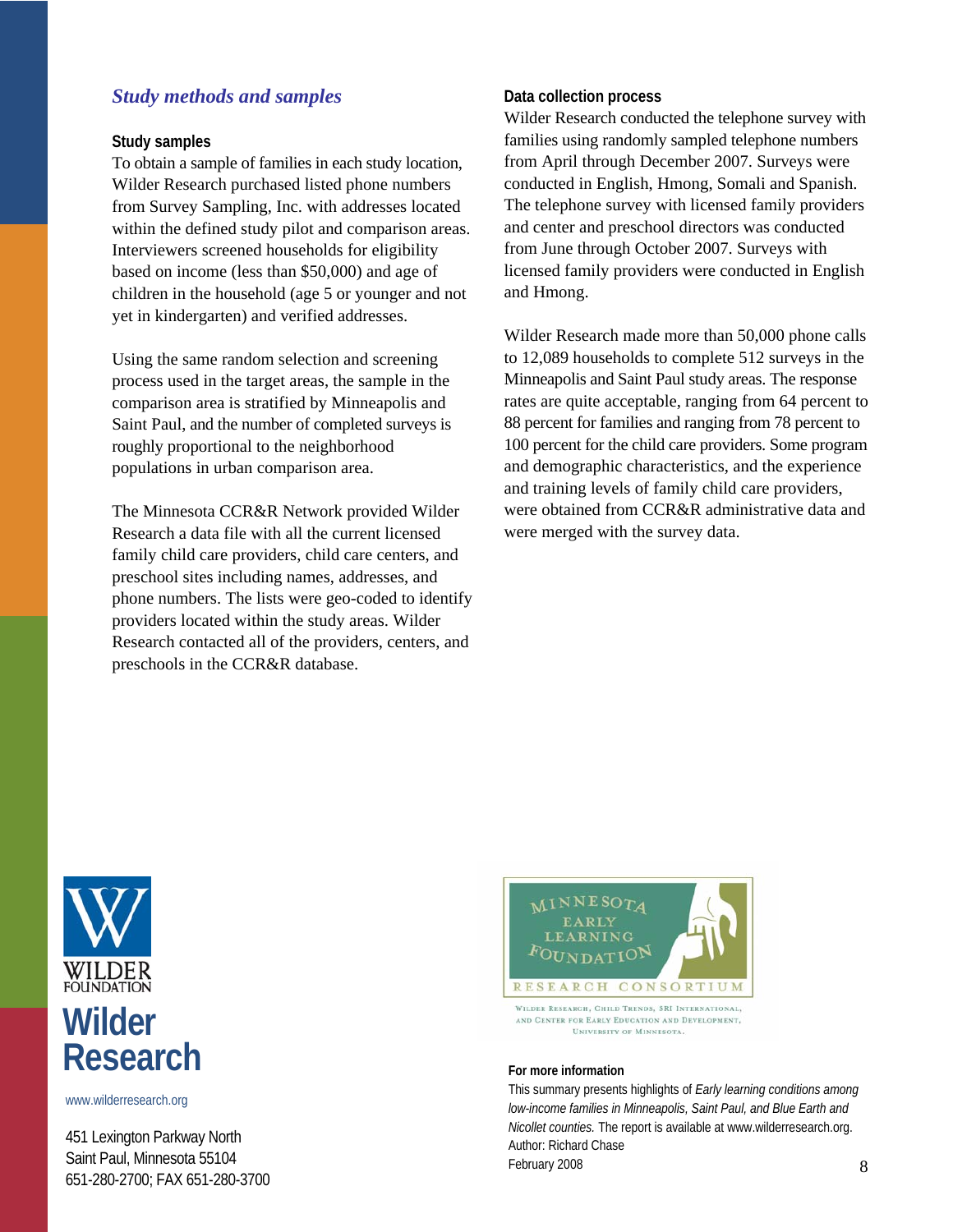## *Study methods and samples*

### Study samples

To obtain a sample of families in each study location, Wilder Research purchased listed phone numbers from Survey Sampling, Inc. with addresses located within the defined study pilot and comparison areas. Interviewers screened households for eligibility based on income (less than $50,000) and age of children in the household (age 5 or younger and not yet in kindergarten) and verified addresses.

Using the same random selection and screening process used in the target areas, the sample in the comparison area is stratified by Minneapolis and Saint Paul, and the number of completed surveys is roughly proportional to the neighborhood populations in urban comparison area.

The Minnesota CCR&R Network provided Wilder Research a data file with all the current licensed family child care providers, child care centers, and preschool sites including names, addresses, and phone numbers. The lists were geo-coded to identify providers located within the study areas. Wilder Research contacted all of the providers, centers, and preschools in the CCR&R database.

### Data collection process

Wilder Research conducted the telephone survey with families using randomly sampled telephone numbers from April through December 2007. Surveys were conducted in English, Hmong, Somali and Spanish. The telephone survey with licensed family providers and center and preschool directors was conducted from June through October 2007. Surveys with licensed family providers were conducted in English and Hmong.

Wilder Research made more than 50,000 phone calls to 12,089 households to complete 512 surveys in the Minneapolis and Saint Paul study areas. The response rates are quite acceptable, ranging from 64 percent to 88 percent for families and ranging from 78 percent to 100 percent for the child care providers. Some program and demographic characteristics, and the experience and training levels of family child care providers, were obtained from CCR&R administrative data and were merged with the survey data.

WILDER FOUNDATION

**Wilder Research**

www.wilderresearch.org

451 Lexington Parkway North
Saint Paul, Minnesota 55104
651-280-2700; FAX 651-280-3700

MINNESOTA EARLY LEARNING FOUNDATION
RESEARCH CONSORTIUM

Wilder Research, Child Trends, SRI International, and Center for Early Education and Development, University of Minnesota.

**For more information**

This summary presents highlights of *Early learning conditions among low-income families in Minneapolis, Saint Paul, and Blue Earth and Nicollet counties.* The report is available at www.wilderresearch.org.
Author: Richard Chase
February 2008